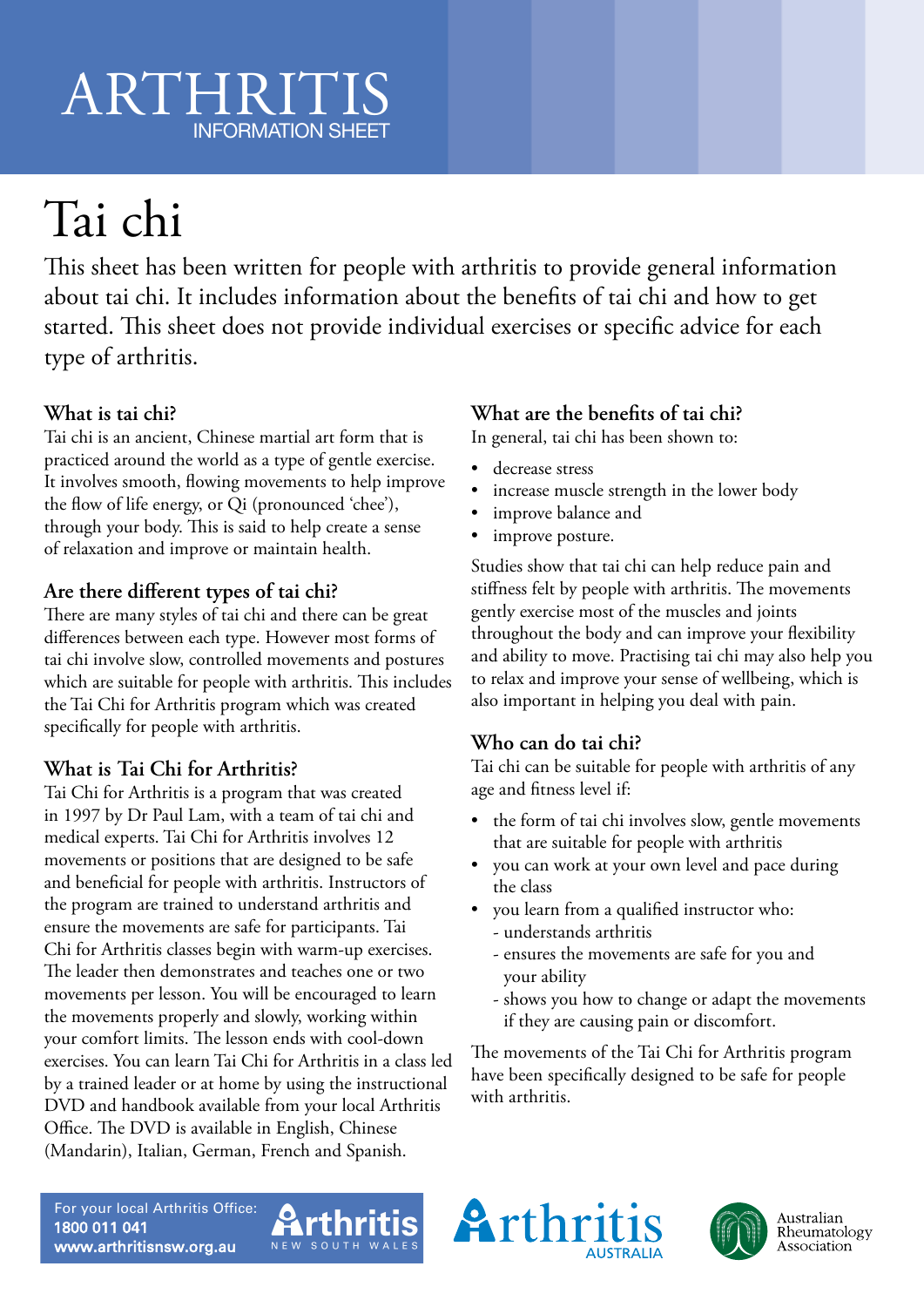# ARTHRITIS
INFORMATION SHEET

# Tai chi

This sheet has been written for people with arthritis to provide general information about tai chi. It includes information about the benefits of tai chi and how to get started. This sheet does not provide individual exercises or specific advice for each type of arthritis.

## What is tai chi?

Tai chi is an ancient, Chinese martial art form that is practiced around the world as a type of gentle exercise. It involves smooth, flowing movements to help improve the flow of life energy, or Qi (pronounced 'chee'), through your body. This is said to help create a sense of relaxation and improve or maintain health.

## Are there different types of tai chi?

There are many styles of tai chi and there can be great differences between each type. However most forms of tai chi involve slow, controlled movements and postures which are suitable for people with arthritis. This includes the Tai Chi for Arthritis program which was created specifically for people with arthritis.

## What is Tai Chi for Arthritis?

Tai Chi for Arthritis is a program that was created in 1997 by Dr Paul Lam, with a team of tai chi and medical experts. Tai Chi for Arthritis involves 12 movements or positions that are designed to be safe and beneficial for people with arthritis. Instructors of the program are trained to understand arthritis and ensure the movements are safe for participants. Tai Chi for Arthritis classes begin with warm-up exercises. The leader then demonstrates and teaches one or two movements per lesson. You will be encouraged to learn the movements properly and slowly, working within your comfort limits. The lesson ends with cool-down exercises. You can learn Tai Chi for Arthritis in a class led by a trained leader or at home by using the instructional DVD and handbook available from your local Arthritis Office. The DVD is available in English, Chinese (Mandarin), Italian, German, French and Spanish.

## What are the benefits of tai chi?

In general, tai chi has been shown to:

- decrease stress
- increase muscle strength in the lower body
- improve balance and
- improve posture.

Studies show that tai chi can help reduce pain and stiffness felt by people with arthritis. The movements gently exercise most of the muscles and joints throughout the body and can improve your flexibility and ability to move. Practising tai chi may also help you to relax and improve your sense of wellbeing, which is also important in helping you deal with pain.

## Who can do tai chi?

Tai chi can be suitable for people with arthritis of any age and fitness level if:

- the form of tai chi involves slow, gentle movements that are suitable for people with arthritis
- you can work at your own level and pace during the class
- you learn from a qualified instructor who:
  - understands arthritis
  - ensures the movements are safe for you and your ability
  - shows you how to change or adapt the movements if they are causing pain or discomfort.

The movements of the Tai Chi for Arthritis program have been specifically designed to be safe for people with arthritis.

For your local Arthritis Office:
**1800 011 041**
**www.arthritisnsw.org.au**

Arthritis NEW SOUTH WALES | Arthritis AUSTRALIA | Australian Rheumatology Association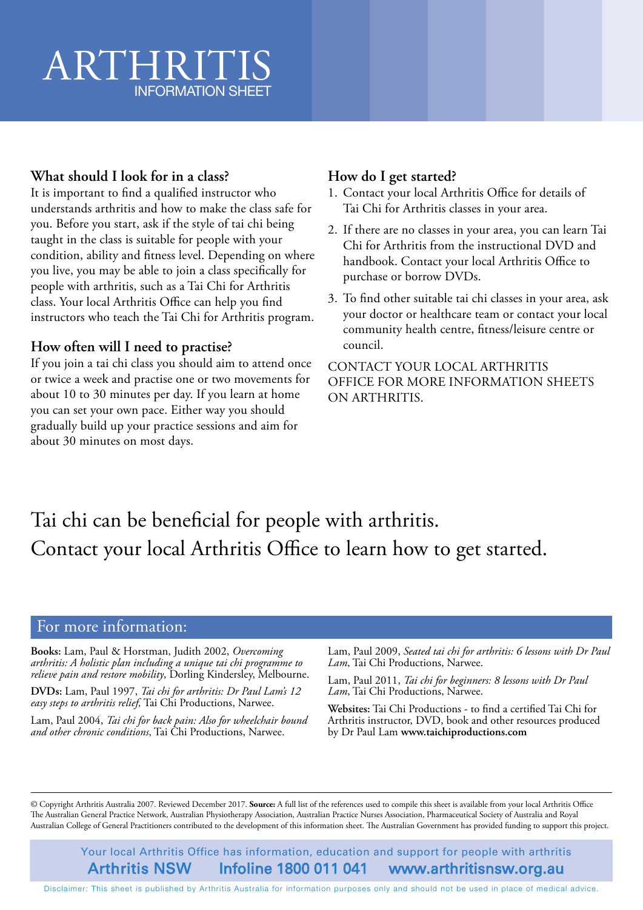# ARTHRITIS
INFORMATION SHEET

### What should I look for in a class?

It is important to find a qualified instructor who understands arthritis and how to make the class safe for you. Before you start, ask if the style of tai chi being taught in the class is suitable for people with your condition, ability and fitness level. Depending on where you live, you may be able to join a class specifically for people with arthritis, such as a Tai Chi for Arthritis class. Your local Arthritis Office can help you find instructors who teach the Tai Chi for Arthritis program.

### How often will I need to practise?

If you join a tai chi class you should aim to attend once or twice a week and practise one or two movements for about 10 to 30 minutes per day. If you learn at home you can set your own pace. Either way you should gradually build up your practice sessions and aim for about 30 minutes on most days.

### How do I get started?

1. Contact your local Arthritis Office for details of Tai Chi for Arthritis classes in your area.
2. If there are no classes in your area, you can learn Tai Chi for Arthritis from the instructional DVD and handbook. Contact your local Arthritis Office to purchase or borrow DVDs.
3. To find other suitable tai chi classes in your area, ask your doctor or healthcare team or contact your local community health centre, fitness/leisure centre or council.

CONTACT YOUR LOCAL ARTHRITIS OFFICE FOR MORE INFORMATION SHEETS ON ARTHRITIS.

Tai chi can be beneficial for people with arthritis. Contact your local Arthritis Office to learn how to get started.

## For more information:

**Books:** Lam, Paul & Horstman, Judith 2002, *Overcoming arthritis: A holistic plan including a unique tai chi programme to relieve pain and restore mobility*, Dorling Kindersley, Melbourne.

**DVDs:** Lam, Paul 1997, *Tai chi for arthritis: Dr Paul Lam's 12 easy steps to arthritis relief,* Tai Chi Productions, Narwee.

Lam, Paul 2004, *Tai chi for back pain: Also for wheelchair bound and other chronic conditions*, Tai Chi Productions, Narwee.

Lam, Paul 2009, *Seated tai chi for arthritis: 6 lessons with Dr Paul Lam*, Tai Chi Productions, Narwee.

Lam, Paul 2011, *Tai chi for beginners: 8 lessons with Dr Paul Lam*, Tai Chi Productions, Narwee.

**Websites:** Tai Chi Productions - to find a certified Tai Chi for Arthritis instructor, DVD, book and other resources produced by Dr Paul Lam **www.taichiproductions.com**

© Copyright Arthritis Australia 2007. Reviewed December 2017. **Source:** A full list of the references used to compile this sheet is available from your local Arthritis Office. The Australian General Practice Network, Australian Physiotherapy Association, Australian Practice Nurses Association, Pharmaceutical Society of Australia and Royal Australian College of General Practitioners contributed to the development of this information sheet. The Australian Government has provided funding to support this project.

Your local Arthritis Office has information, education and support for people with arthritis
**Arthritis NSW Infoline 1800 011 041 www.arthritisnsw.org.au**

Disclaimer: This sheet is published by Arthritis Australia for information purposes only and should not be used in place of medical advice.